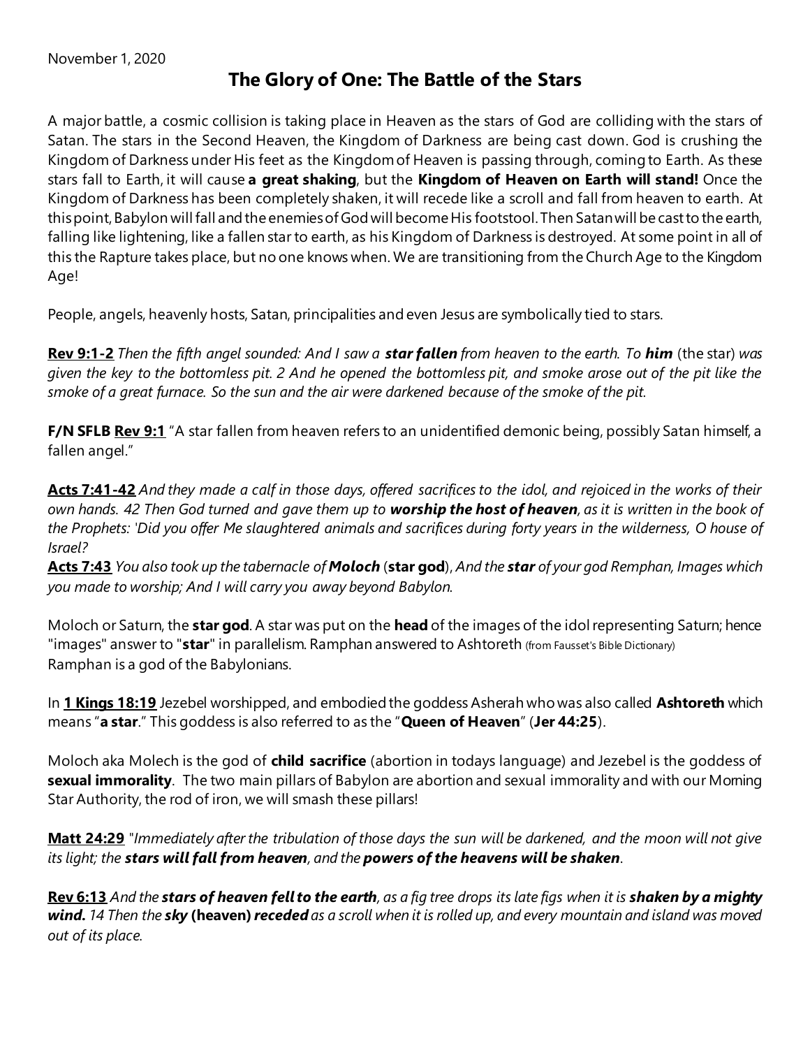November 1, 2020

# The Glory of One: The Battle of the Stars

A major battle, a cosmic collision is taking place in Heaven as the stars of God are colliding with the stars of Satan. The stars in the Second Heaven, the Kingdom of Darkness are being cast down. God is crushing the Kingdom of Darkness under His feet as the Kingdom of Heaven is passing through, coming to Earth. As these stars fall to Earth, it will cause **a great shaking**, but the **Kingdom of Heaven on Earth will stand!** Once the Kingdom of Darkness has been completely shaken, it will recede like a scroll and fall from heaven to earth. At this point, Babylon will fall and the enemies of God will become His footstool. Then Satan will be cast to the earth, falling like lightening, like a fallen star to earth, as his Kingdom of Darkness is destroyed. At some point in all of this the Rapture takes place, but no one knows when. We are transitioning from the Church Age to the Kingdom Age!

People, angels, heavenly hosts, Satan, principalities and even Jesus are symbolically tied to stars.

**Rev 9:1-2** *Then the fifth angel sounded: And I saw a* ***star fallen*** *from heaven to the earth. To* ***him*** (the star) *was given the key to the bottomless pit. 2 And he opened the bottomless pit, and smoke arose out of the pit like the smoke of a great furnace. So the sun and the air were darkened because of the smoke of the pit.*

**F/N SFLB Rev 9:1** "A star fallen from heaven refers to an unidentified demonic being, possibly Satan himself, a fallen angel."

**Acts 7:41-42** *And they made a calf in those days, offered sacrifices to the idol, and rejoiced in the works of their own hands. 42 Then God turned and gave them up to* ***worship the host of heaven****, as it is written in the book of the Prophets: 'Did you offer Me slaughtered animals and sacrifices during forty years in the wilderness, O house of Israel?*
**Acts 7:43** *You also took up the tabernacle of* ***Moloch*** (**star god**), *And the* ***star*** *of your god Remphan, Images which you made to worship; And I will carry you away beyond Babylon.*

Moloch or Saturn, the **star god**. A star was put on the **head** of the images of the idol representing Saturn; hence "images" answer to "**star**" in parallelism. Ramphan answered to Ashtoreth (from Fausset's Bible Dictionary)
Ramphan is a god of the Babylonians.

In **1 Kings 18:19** Jezebel worshipped, and embodied the goddess Asherah who was also called **Ashtoreth** which means "**a star**." This goddess is also referred to as the "**Queen of Heaven**" (**Jer 44:25**).

Moloch aka Molech is the god of **child sacrifice** (abortion in todays language) and Jezebel is the goddess of **sexual immorality**. The two main pillars of Babylon are abortion and sexual immorality and with our Morning Star Authority, the rod of iron, we will smash these pillars!

**Matt 24:29** "*Immediately after the tribulation of those days the sun will be darkened, and the moon will not give its light; the* ***stars will fall from heaven****, and the* ***powers of the heavens will be shaken****.*

**Rev 6:13** *And the* ***stars of heaven fell to the earth****, as a fig tree drops its late figs when it is* ***shaken by a mighty wind.*** *14 Then the* ***sky*** **(heaven)** ***receded*** *as a scroll when it is rolled up, and every mountain and island was moved out of its place.*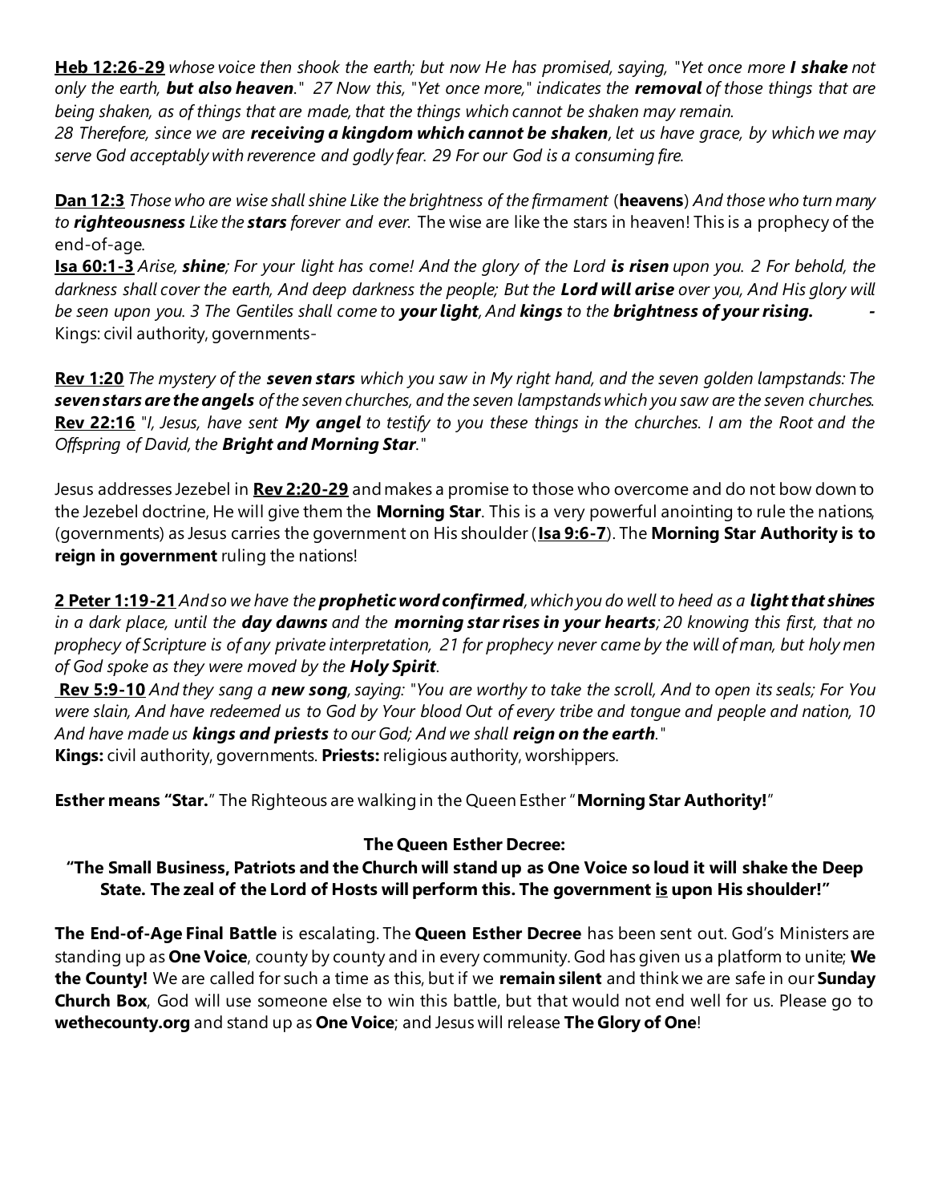**<u>Heb 12:26-29</u>** *whose voice then shook the earth; but now He has promised, saying, "Yet once more **I shake** not only the earth, **but also heaven**." 27 Now this, "Yet once more," indicates the **removal** of those things that are being shaken, as of things that are made, that the things which cannot be shaken may remain.*
*28 Therefore, since we are **receiving a kingdom which cannot be shaken**, let us have grace, by which we may serve God acceptably with reverence and godly fear. 29 For our God is a consuming fire.*

**<u>Dan 12:3</u>** *Those who are wise shall shine Like the brightness of the firmament* (**heavens**) *And those who turn many to **righteousness** Like the **stars** forever and ever.* The wise are like the stars in heaven! This is a prophecy of the end-of-age.
**<u>Isa 60:1-3</u>** *Arise, **shine**; For your light has come! And the glory of the Lord **is risen** upon you. 2 For behold, the darkness shall cover the earth, And deep darkness the people; But the **Lord will arise** over you, And His glory will be seen upon you. 3 The Gentiles shall come to **your light**, And **kings** to the **brightness of your rising.*** **-**
Kings: civil authority, governments-

**<u>Rev 1:20</u>** *The mystery of the **seven stars** which you saw in My right hand, and the seven golden lampstands: The **seven stars are the angels** of the seven churches, and the seven lampstands which you saw are the seven churches.*
**<u>Rev 22:16</u>** "*I, Jesus, have sent **My angel** to testify to you these things in the churches. I am the Root and the Offspring of David, the **Bright and Morning Star**.*"

Jesus addresses Jezebel in **<u>Rev 2:20-29</u>** and makes a promise to those who overcome and do not bow down to the Jezebel doctrine, He will give them the **Morning Star**. This is a very powerful anointing to rule the nations, (governments) as Jesus carries the government on His shoulder (**<u>Isa 9:6-7</u>**). The **Morning Star Authority is to reign in government** ruling the nations!

**<u>2 Peter 1:19-21</u>** *And so we have the **prophetic word confirmed**, which you do well to heed as a **light that shines** in a dark place, until the **day dawns** and the **morning star rises in your hearts**; 20 knowing this first, that no prophecy of Scripture is of any private interpretation, 21 for prophecy never came by the will of man, but holy men of God spoke as they were moved by the **Holy Spirit**.*
**<u>Rev 5:9-10</u>** *And they sang a **new song**, saying: "You are worthy to take the scroll, And to open its seals; For You were slain, And have redeemed us to God by Your blood Out of every tribe and tongue and people and nation, 10 And have made us **kings and priests** to our God; And we shall **reign on the earth**."*
**Kings:** civil authority, governments. **Priests:** religious authority, worshippers.

**Esther means "Star."** The Righteous are walking in the Queen Esther "**Morning Star Authority!**"

**The Queen Esther Decree:**

**"The Small Business, Patriots and the Church will stand up as One Voice so loud it will shake the Deep State. The zeal of the Lord of Hosts will perform this. The government <u>is</u> upon His shoulder!"**

**The End-of-Age Final Battle** is escalating. The **Queen Esther Decree** has been sent out. God's Ministers are standing up as **One Voice**, county by county and in every community. God has given us a platform to unite; **We the County!** We are called for such a time as this, but if we **remain silent** and think we are safe in our **Sunday Church Box**, God will use someone else to win this battle, but that would not end well for us. Please go to **wethecounty.org** and stand up as **One Voice**; and Jesus will release **The Glory of One**!